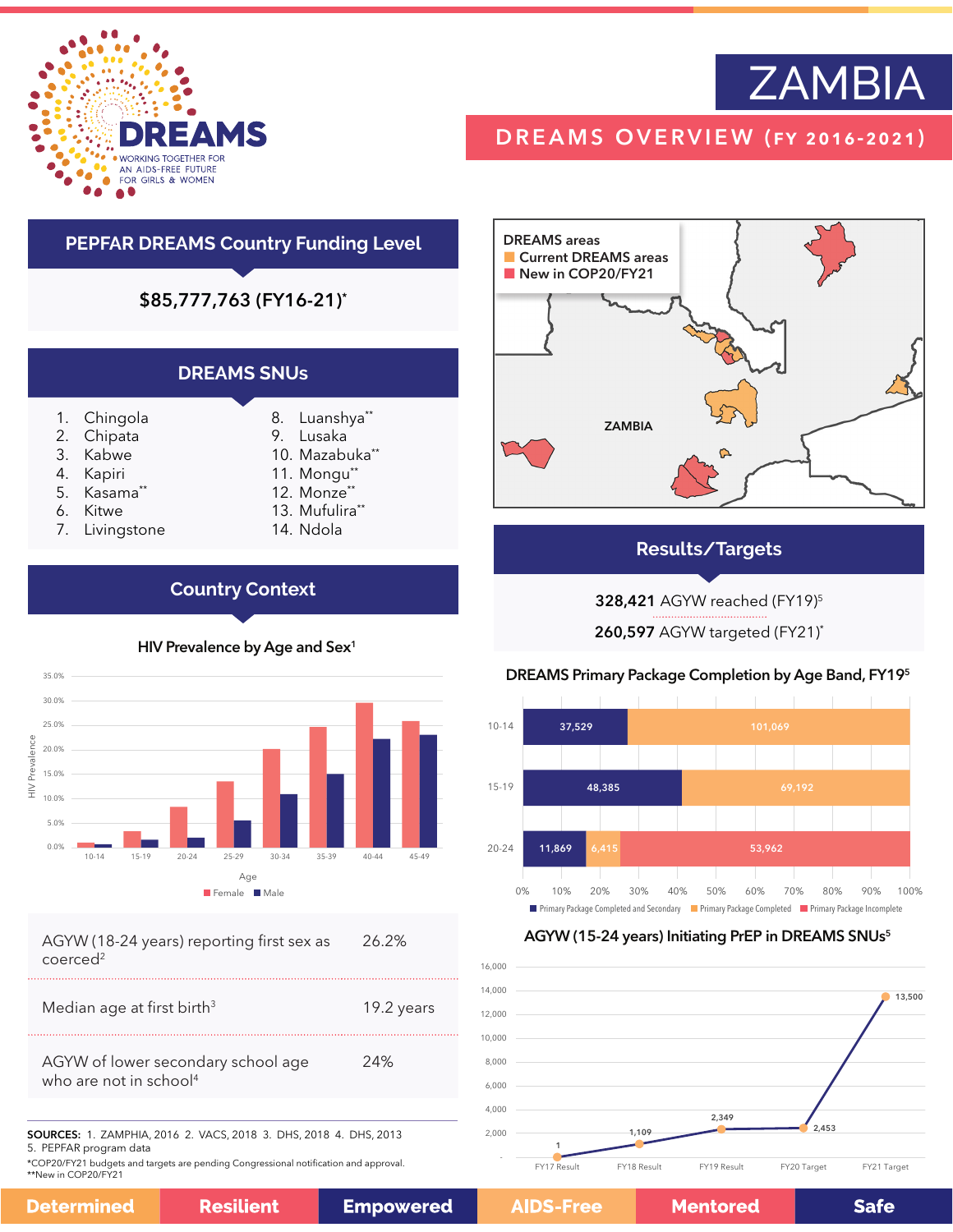# ZAMBIA

## DREAMS OVERVIEW (FY 2016-2021)

DREAMS — WORKING TOGETHER FOR AN AIDS-FREE FUTURE FOR GIRLS & WOMEN

## PEPFAR DREAMS Country Funding Level

**$85,777,763 (FY16-21)***

## DREAMS SNUs

1. Chingola
2. Chipata
3. Kabwe
4. Kapiri
5. Kasama**
6. Kitwe
7. Livingstone
8. Luanshya**
9. Lusaka
10. Mazabuka**
11. Mongu**
12. Monze**
13. Mufulira**
14. Ndola

## Country Context

### HIV Prevalence by Age and Sex[1]

| Age | Female | Male |
|---|---|---|
| 10-14 | ~1% | ~0.7% |
| 15-19 | ~3.4% | ~1.6% |
| 20-24 | ~8.3% | ~2% |
| 25-29 | ~13.6% | ~5.5% |
| 30-34 | ~20.2% | ~10.9% |
| 35-39 | ~24.7% | ~15% |
| 40-44 | ~29.6% | ~22.2% |
| 45-49 | ~25.9% | ~23.1% |

| | |
|---|---|
| AGYW (18-24 years) reporting first sex as coerced[2] | 26.2% |
| Median age at first birth[3] | 19.2 years |
| AGYW of lower secondary school age who are not in school[4] | 24% |

DREAMS areas
- Current DREAMS areas
- New in COP20/FY21

## Results/Targets

**328,421** AGYW reached (FY19)[5]

**260,597** AGYW targeted (FY21)*

### DREAMS Primary Package Completion by Age Band, FY19[5]

| Age Band | Primary Package Completed and Secondary | Primary Package Completed | Primary Package Incomplete |
|---|---|---|---|
| 10-14 | 37,529 | 101,069 | |
| 15-19 | 48,385 | 69,192 | |
| 20-24 | 11,869 | 6,415 | 53,962 |

### AGYW (15-24 years) Initiating PrEP in DREAMS SNUs[5]

| FY17 Result | FY18 Result | FY19 Result | FY20 Target | FY21 Target |
|---|---|---|---|---|
| 1 | 1,109 | 2,349 | 2,453 | 13,500 |

**SOURCES:** 1. ZAMPHIA, 2016 2. VACS, 2018 3. DHS, 2018 4. DHS, 2013
5. PEPFAR program data
*COP20/FY21 budgets and targets are pending Congressional notification and approval.
**New in COP20/FY21

Determined | Resilient | Empowered | AIDS-Free | Mentored | Safe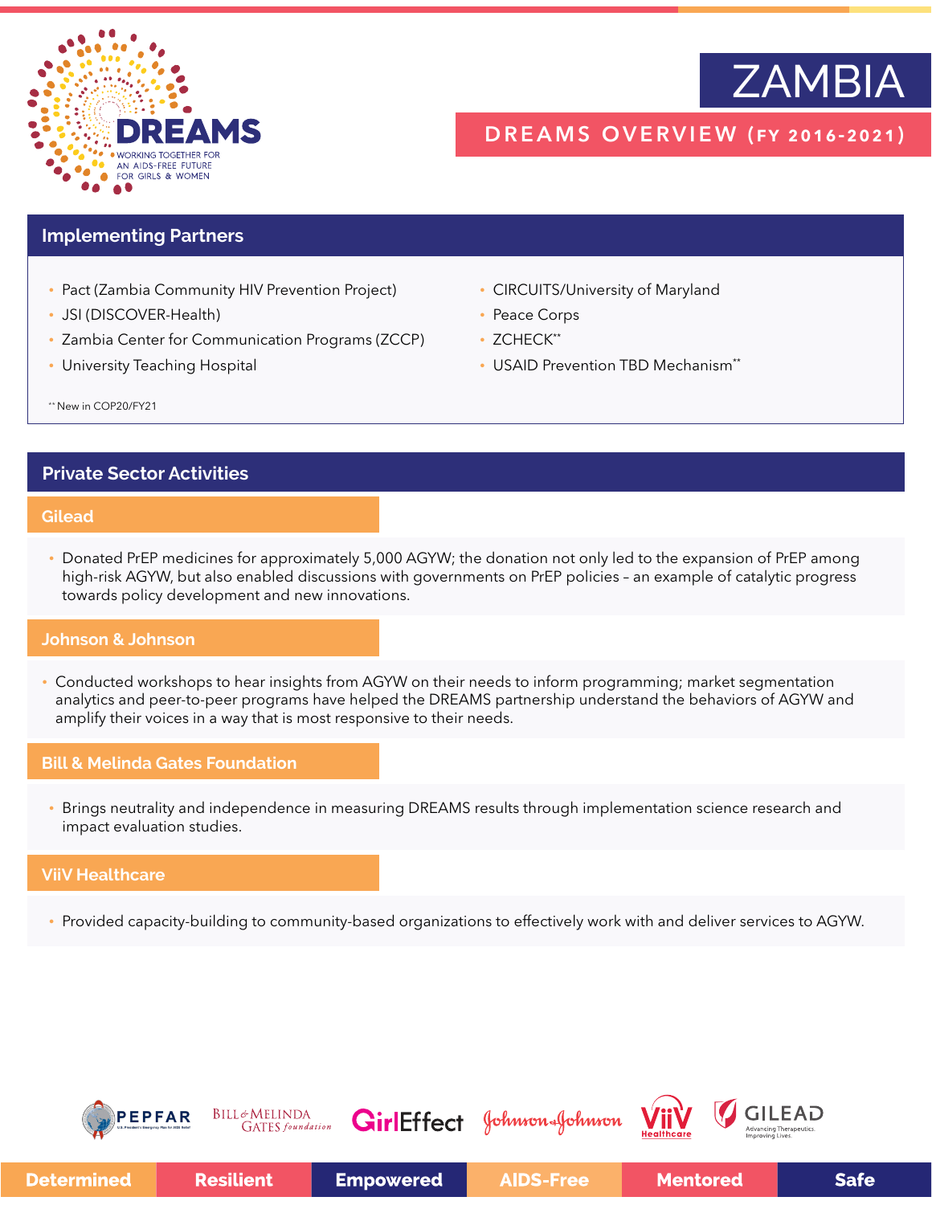# ZAMBIA

## DREAMS OVERVIEW (FY 2016-2021)

### Implementing Partners

- Pact (Zambia Community HIV Prevention Project)
- JSI (DISCOVER-Health)
- Zambia Center for Communication Programs (ZCCP)
- University Teaching Hospital
- CIRCUITS/University of Maryland
- Peace Corps
- ZCHECK**
- USAID Prevention TBD Mechanism**

** New in COP20/FY21

### Private Sector Activities

#### Gilead

- Donated PrEP medicines for approximately 5,000 AGYW; the donation not only led to the expansion of PrEP among high-risk AGYW, but also enabled discussions with governments on PrEP policies – an example of catalytic progress towards policy development and new innovations.

#### Johnson & Johnson

- Conducted workshops to hear insights from AGYW on their needs to inform programming; market segmentation analytics and peer-to-peer programs have helped the DREAMS partnership understand the behaviors of AGYW and amplify their voices in a way that is most responsive to their needs.

#### Bill & Melinda Gates Foundation

- Brings neutrality and independence in measuring DREAMS results through implementation science research and impact evaluation studies.

#### ViiV Healthcare

- Provided capacity-building to community-based organizations to effectively work with and deliver services to AGYW.

Determined | Resilient | Empowered | AIDS-Free | Mentored | Safe